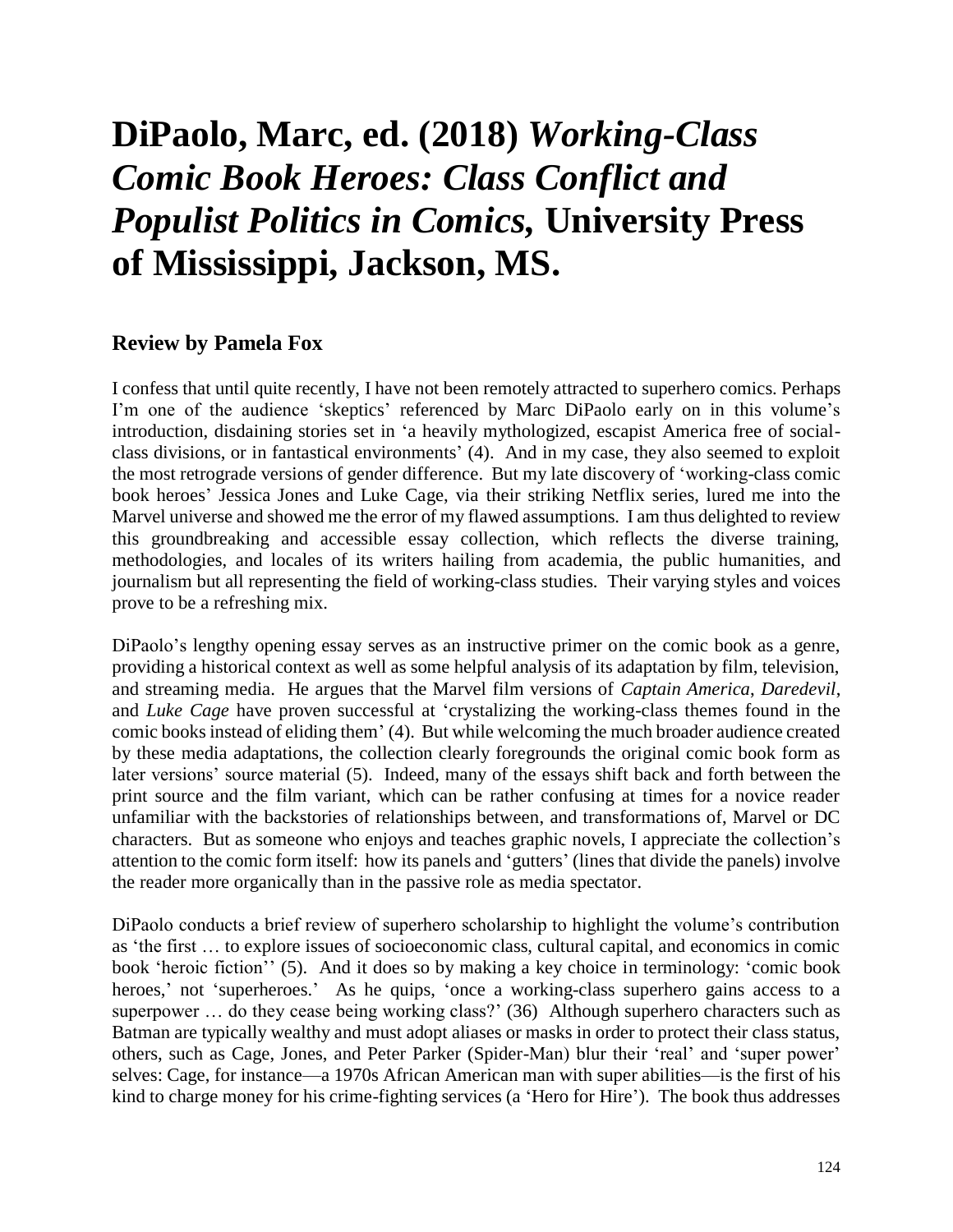# DiPaolo, Marc, ed. (2018) *Working-Class Comic Book Heroes: Class Conflict and Populist Politics in Comics,* University Press of Mississippi, Jackson, MS.

## Review by Pamela Fox

I confess that until quite recently, I have not been remotely attracted to superhero comics. Perhaps I'm one of the audience 'skeptics' referenced by Marc DiPaolo early on in this volume's introduction, disdaining stories set in 'a heavily mythologized, escapist America free of social-class divisions, or in fantastical environments' (4). And in my case, they also seemed to exploit the most retrograde versions of gender difference. But my late discovery of 'working-class comic book heroes' Jessica Jones and Luke Cage, via their striking Netflix series, lured me into the Marvel universe and showed me the error of my flawed assumptions. I am thus delighted to review this groundbreaking and accessible essay collection, which reflects the diverse training, methodologies, and locales of its writers hailing from academia, the public humanities, and journalism but all representing the field of working-class studies. Their varying styles and voices prove to be a refreshing mix.

DiPaolo's lengthy opening essay serves as an instructive primer on the comic book as a genre, providing a historical context as well as some helpful analysis of its adaptation by film, television, and streaming media. He argues that the Marvel film versions of *Captain America*, *Daredevil*, and *Luke Cage* have proven successful at 'crystalizing the working-class themes found in the comic books instead of eliding them' (4). But while welcoming the much broader audience created by these media adaptations, the collection clearly foregrounds the original comic book form as later versions' source material (5). Indeed, many of the essays shift back and forth between the print source and the film variant, which can be rather confusing at times for a novice reader unfamiliar with the backstories of relationships between, and transformations of, Marvel or DC characters. But as someone who enjoys and teaches graphic novels, I appreciate the collection's attention to the comic form itself: how its panels and 'gutters' (lines that divide the panels) involve the reader more organically than in the passive role as media spectator.

DiPaolo conducts a brief review of superhero scholarship to highlight the volume's contribution as 'the first … to explore issues of socioeconomic class, cultural capital, and economics in comic book 'heroic fiction'' (5). And it does so by making a key choice in terminology: 'comic book heroes,' not 'superheroes.' As he quips, 'once a working-class superhero gains access to a superpower … do they cease being working class?' (36) Although superhero characters such as Batman are typically wealthy and must adopt aliases or masks in order to protect their class status, others, such as Cage, Jones, and Peter Parker (Spider-Man) blur their 'real' and 'super power' selves: Cage, for instance—a 1970s African American man with super abilities—is the first of his kind to charge money for his crime-fighting services (a 'Hero for Hire'). The book thus addresses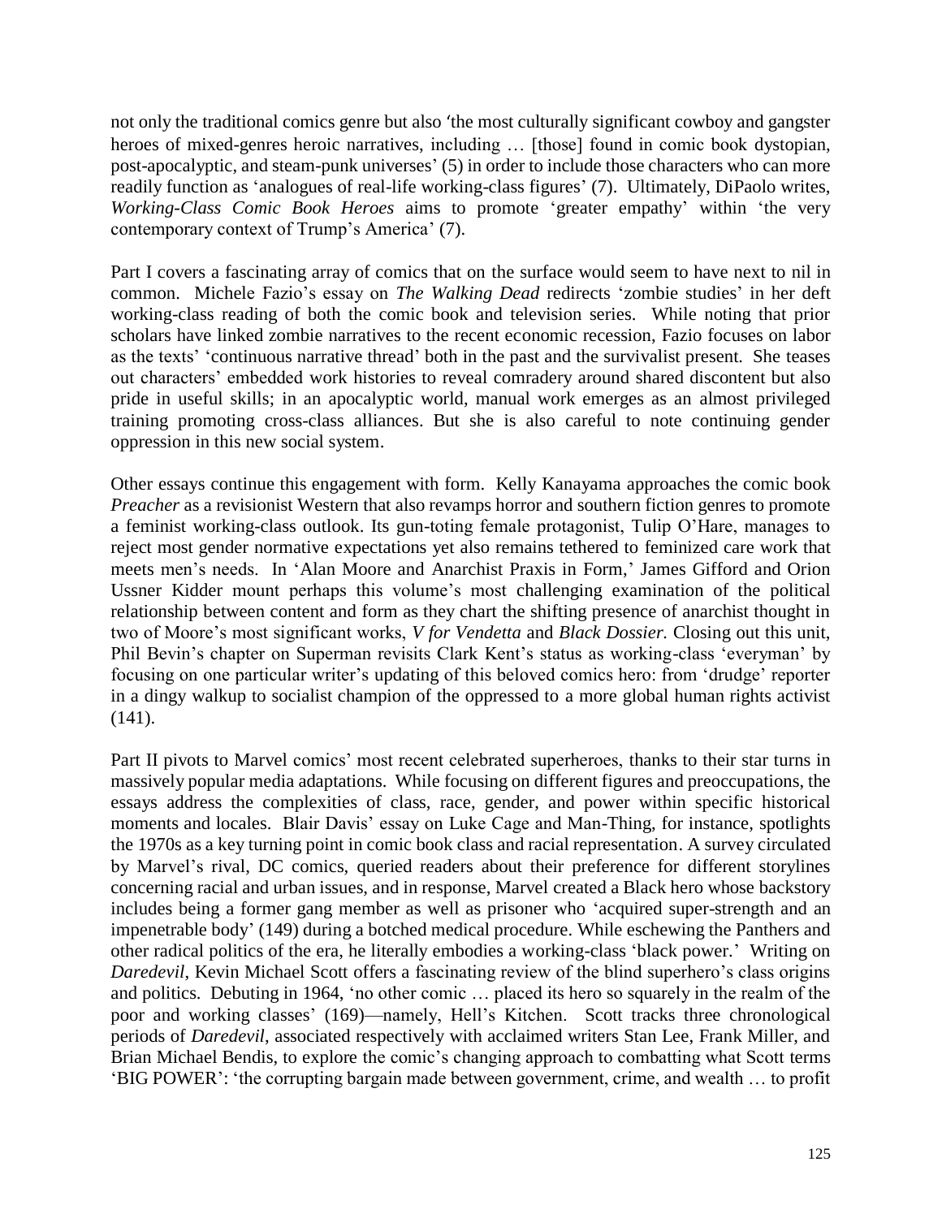not only the traditional comics genre but also 'the most culturally significant cowboy and gangster heroes of mixed-genres heroic narratives, including … [those] found in comic book dystopian, post-apocalyptic, and steam-punk universes' (5) in order to include those characters who can more readily function as 'analogues of real-life working-class figures' (7). Ultimately, DiPaolo writes, *Working-Class Comic Book Heroes* aims to promote 'greater empathy' within 'the very contemporary context of Trump's America' (7).

Part I covers a fascinating array of comics that on the surface would seem to have next to nil in common. Michele Fazio's essay on *The Walking Dead* redirects 'zombie studies' in her deft working-class reading of both the comic book and television series. While noting that prior scholars have linked zombie narratives to the recent economic recession, Fazio focuses on labor as the texts' 'continuous narrative thread' both in the past and the survivalist present. She teases out characters' embedded work histories to reveal comradery around shared discontent but also pride in useful skills; in an apocalyptic world, manual work emerges as an almost privileged training promoting cross-class alliances. But she is also careful to note continuing gender oppression in this new social system.

Other essays continue this engagement with form. Kelly Kanayama approaches the comic book *Preacher* as a revisionist Western that also revamps horror and southern fiction genres to promote a feminist working-class outlook. Its gun-toting female protagonist, Tulip O'Hare, manages to reject most gender normative expectations yet also remains tethered to feminized care work that meets men's needs. In 'Alan Moore and Anarchist Praxis in Form,' James Gifford and Orion Ussner Kidder mount perhaps this volume's most challenging examination of the political relationship between content and form as they chart the shifting presence of anarchist thought in two of Moore's most significant works, *V for Vendetta* and *Black Dossier.* Closing out this unit, Phil Bevin's chapter on Superman revisits Clark Kent's status as working-class 'everyman' by focusing on one particular writer's updating of this beloved comics hero: from 'drudge' reporter in a dingy walkup to socialist champion of the oppressed to a more global human rights activist (141).

Part II pivots to Marvel comics' most recent celebrated superheroes, thanks to their star turns in massively popular media adaptations. While focusing on different figures and preoccupations, the essays address the complexities of class, race, gender, and power within specific historical moments and locales. Blair Davis' essay on Luke Cage and Man-Thing, for instance, spotlights the 1970s as a key turning point in comic book class and racial representation. A survey circulated by Marvel's rival, DC comics, queried readers about their preference for different storylines concerning racial and urban issues, and in response, Marvel created a Black hero whose backstory includes being a former gang member as well as prisoner who 'acquired super-strength and an impenetrable body' (149) during a botched medical procedure. While eschewing the Panthers and other radical politics of the era, he literally embodies a working-class 'black power.' Writing on *Daredevil*, Kevin Michael Scott offers a fascinating review of the blind superhero's class origins and politics. Debuting in 1964, 'no other comic … placed its hero so squarely in the realm of the poor and working classes' (169)—namely, Hell's Kitchen. Scott tracks three chronological periods of *Daredevil*, associated respectively with acclaimed writers Stan Lee, Frank Miller, and Brian Michael Bendis, to explore the comic's changing approach to combatting what Scott terms 'BIG POWER': 'the corrupting bargain made between government, crime, and wealth … to profit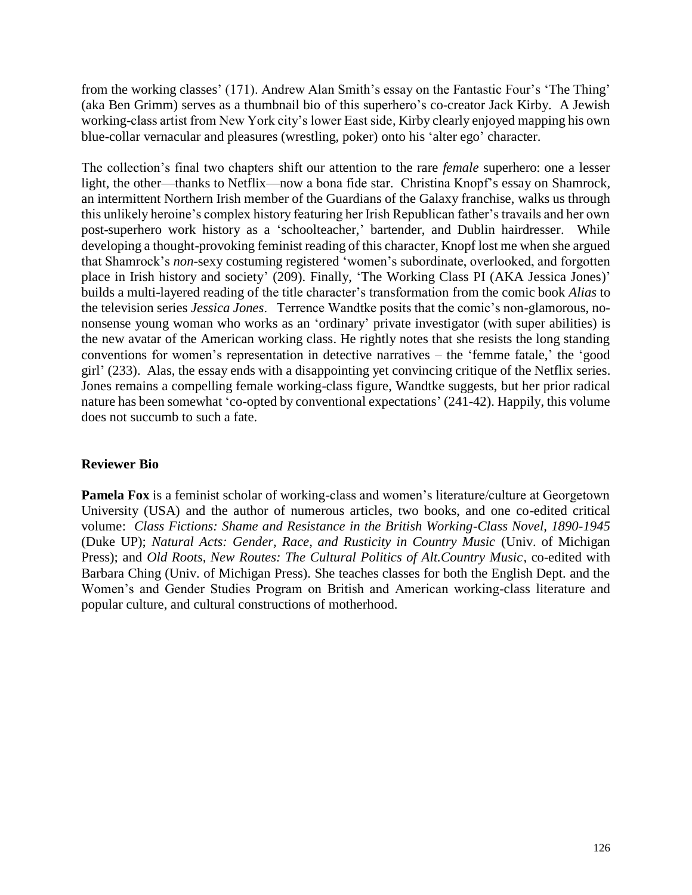from the working classes' (171). Andrew Alan Smith's essay on the Fantastic Four's 'The Thing' (aka Ben Grimm) serves as a thumbnail bio of this superhero's co-creator Jack Kirby. A Jewish working-class artist from New York city's lower East side, Kirby clearly enjoyed mapping his own blue-collar vernacular and pleasures (wrestling, poker) onto his 'alter ego' character.

The collection's final two chapters shift our attention to the rare *female* superhero: one a lesser light, the other—thanks to Netflix—now a bona fide star. Christina Knopf's essay on Shamrock, an intermittent Northern Irish member of the Guardians of the Galaxy franchise, walks us through this unlikely heroine's complex history featuring her Irish Republican father's travails and her own post-superhero work history as a 'schoolteacher,' bartender, and Dublin hairdresser. While developing a thought-provoking feminist reading of this character, Knopf lost me when she argued that Shamrock's *non*-sexy costuming registered 'women's subordinate, overlooked, and forgotten place in Irish history and society' (209). Finally, 'The Working Class PI (AKA Jessica Jones)' builds a multi-layered reading of the title character's transformation from the comic book *Alias* to the television series *Jessica Jones*. Terrence Wandtke posits that the comic's non-glamorous, no-nonsense young woman who works as an 'ordinary' private investigator (with super abilities) is the new avatar of the American working class. He rightly notes that she resists the long standing conventions for women's representation in detective narratives – the 'femme fatale,' the 'good girl' (233). Alas, the essay ends with a disappointing yet convincing critique of the Netflix series. Jones remains a compelling female working-class figure, Wandtke suggests, but her prior radical nature has been somewhat 'co-opted by conventional expectations' (241-42). Happily, this volume does not succumb to such a fate.

## Reviewer Bio

**Pamela Fox** is a feminist scholar of working-class and women's literature/culture at Georgetown University (USA) and the author of numerous articles, two books, and one co-edited critical volume: *Class Fictions: Shame and Resistance in the British Working-Class Novel, 1890-1945* (Duke UP); *Natural Acts: Gender, Race, and Rusticity in Country Music* (Univ. of Michigan Press); and *Old Roots, New Routes: The Cultural Politics of Alt.Country Music*, co-edited with Barbara Ching (Univ. of Michigan Press). She teaches classes for both the English Dept. and the Women's and Gender Studies Program on British and American working-class literature and popular culture, and cultural constructions of motherhood.